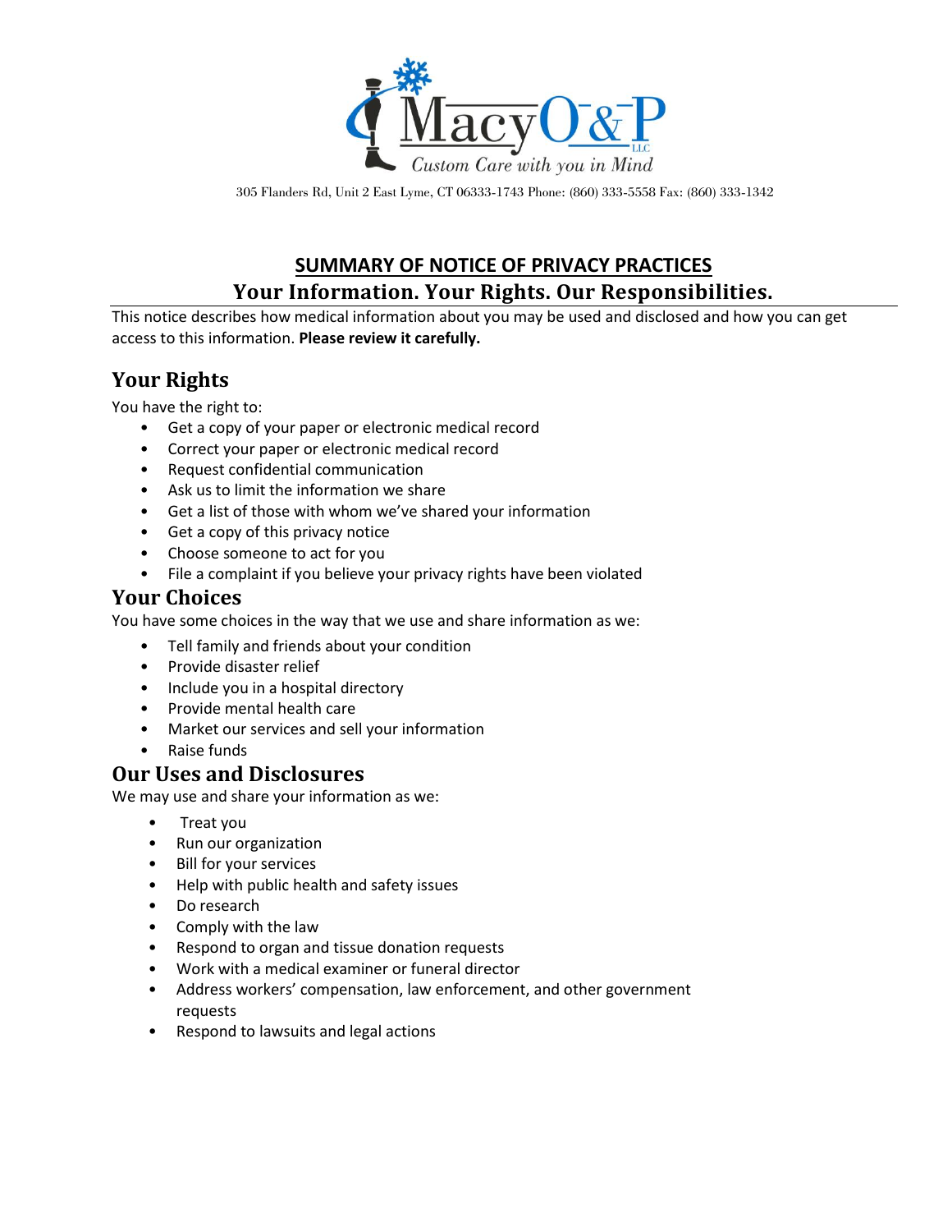MacyO&P LLC
*Custom Care with you in Mind*

305 Flanders Rd, Unit 2 East Lyme, CT 06333-1743 Phone: (860) 333-5558 Fax: (860) 333-1342

# SUMMARY OF NOTICE OF PRIVACY PRACTICES

## Your Information. Your Rights. Our Responsibilities.

This notice describes how medical information about you may be used and disclosed and how you can get access to this information. **Please review it carefully.**

## Your Rights

You have the right to:

- Get a copy of your paper or electronic medical record
- Correct your paper or electronic medical record
- Request confidential communication
- Ask us to limit the information we share
- Get a list of those with whom we've shared your information
- Get a copy of this privacy notice
- Choose someone to act for you
- File a complaint if you believe your privacy rights have been violated

## Your Choices

You have some choices in the way that we use and share information as we:

- Tell family and friends about your condition
- Provide disaster relief
- Include you in a hospital directory
- Provide mental health care
- Market our services and sell your information
- Raise funds

## Our Uses and Disclosures

We may use and share your information as we:

- Treat you
- Run our organization
- Bill for your services
- Help with public health and safety issues
- Do research
- Comply with the law
- Respond to organ and tissue donation requests
- Work with a medical examiner or funeral director
- Address workers' compensation, law enforcement, and other government requests
- Respond to lawsuits and legal actions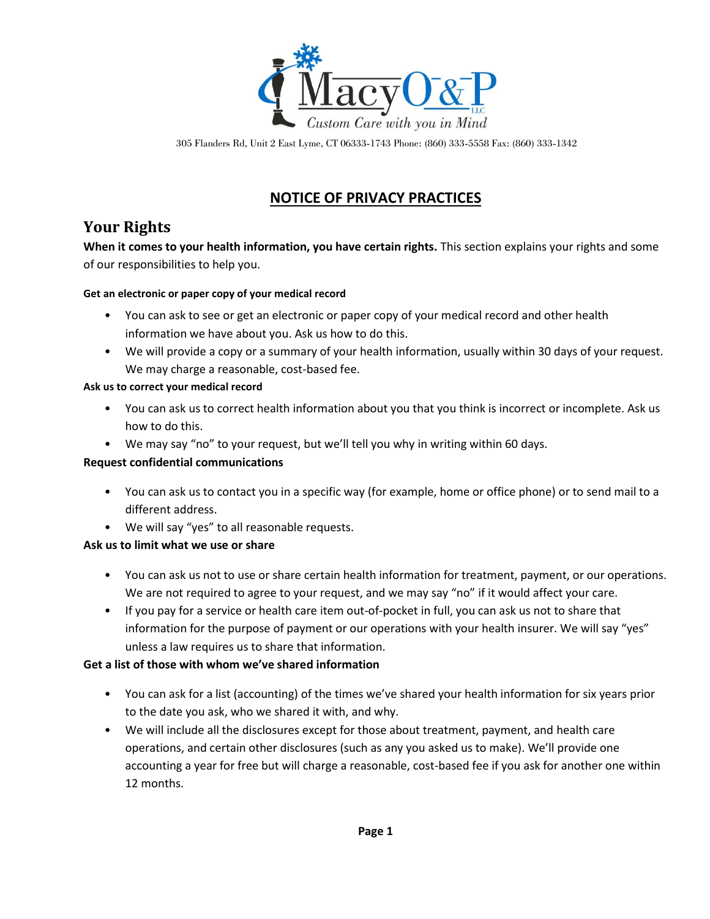305 Flanders Rd, Unit 2 East Lyme, CT 06333-1743 Phone: (860) 333-5558 Fax: (860) 333-1342

# NOTICE OF PRIVACY PRACTICES

## Your Rights

**When it comes to your health information, you have certain rights.** This section explains your rights and some of our responsibilities to help you.

#### Get an electronic or paper copy of your medical record

- You can ask to see or get an electronic or paper copy of your medical record and other health information we have about you. Ask us how to do this.
- We will provide a copy or a summary of your health information, usually within 30 days of your request. We may charge a reasonable, cost-based fee.

#### Ask us to correct your medical record

- You can ask us to correct health information about you that you think is incorrect or incomplete. Ask us how to do this.
- We may say "no" to your request, but we'll tell you why in writing within 60 days.

#### Request confidential communications

- You can ask us to contact you in a specific way (for example, home or office phone) or to send mail to a different address.
- We will say "yes" to all reasonable requests.

#### Ask us to limit what we use or share

- You can ask us not to use or share certain health information for treatment, payment, or our operations. We are not required to agree to your request, and we may say "no" if it would affect your care.
- If you pay for a service or health care item out-of-pocket in full, you can ask us not to share that information for the purpose of payment or our operations with your health insurer. We will say "yes" unless a law requires us to share that information.

#### Get a list of those with whom we've shared information

- You can ask for a list (accounting) of the times we've shared your health information for six years prior to the date you ask, who we shared it with, and why.
- We will include all the disclosures except for those about treatment, payment, and health care operations, and certain other disclosures (such as any you asked us to make). We'll provide one accounting a year for free but will charge a reasonable, cost-based fee if you ask for another one within 12 months.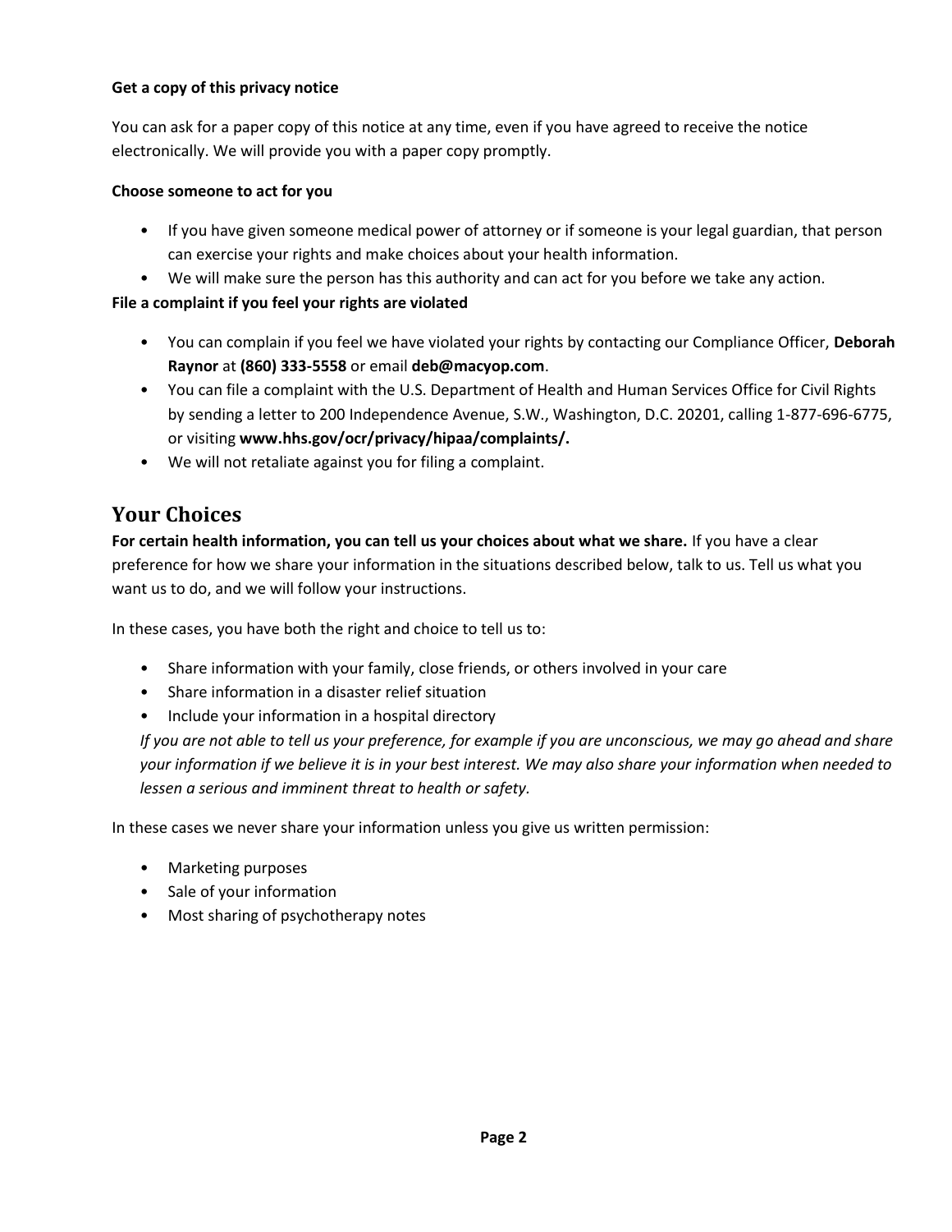**Get a copy of this privacy notice**

You can ask for a paper copy of this notice at any time, even if you have agreed to receive the notice electronically. We will provide you with a paper copy promptly.

**Choose someone to act for you**

- If you have given someone medical power of attorney or if someone is your legal guardian, that person can exercise your rights and make choices about your health information.
- We will make sure the person has this authority and can act for you before we take any action.

**File a complaint if you feel your rights are violated**

- You can complain if you feel we have violated your rights by contacting our Compliance Officer, **Deborah Raynor** at **(860) 333-5558** or email **deb@macyop.com**.
- You can file a complaint with the U.S. Department of Health and Human Services Office for Civil Rights by sending a letter to 200 Independence Avenue, S.W., Washington, D.C. 20201, calling 1-877-696-6775, or visiting **www.hhs.gov/ocr/privacy/hipaa/complaints/.**
- We will not retaliate against you for filing a complaint.

## Your Choices

**For certain health information, you can tell us your choices about what we share.** If you have a clear preference for how we share your information in the situations described below, talk to us. Tell us what you want us to do, and we will follow your instructions.

In these cases, you have both the right and choice to tell us to:

- Share information with your family, close friends, or others involved in your care
- Share information in a disaster relief situation
- Include your information in a hospital directory

*If you are not able to tell us your preference, for example if you are unconscious, we may go ahead and share your information if we believe it is in your best interest. We may also share your information when needed to lessen a serious and imminent threat to health or safety.*

In these cases we never share your information unless you give us written permission:

- Marketing purposes
- Sale of your information
- Most sharing of psychotherapy notes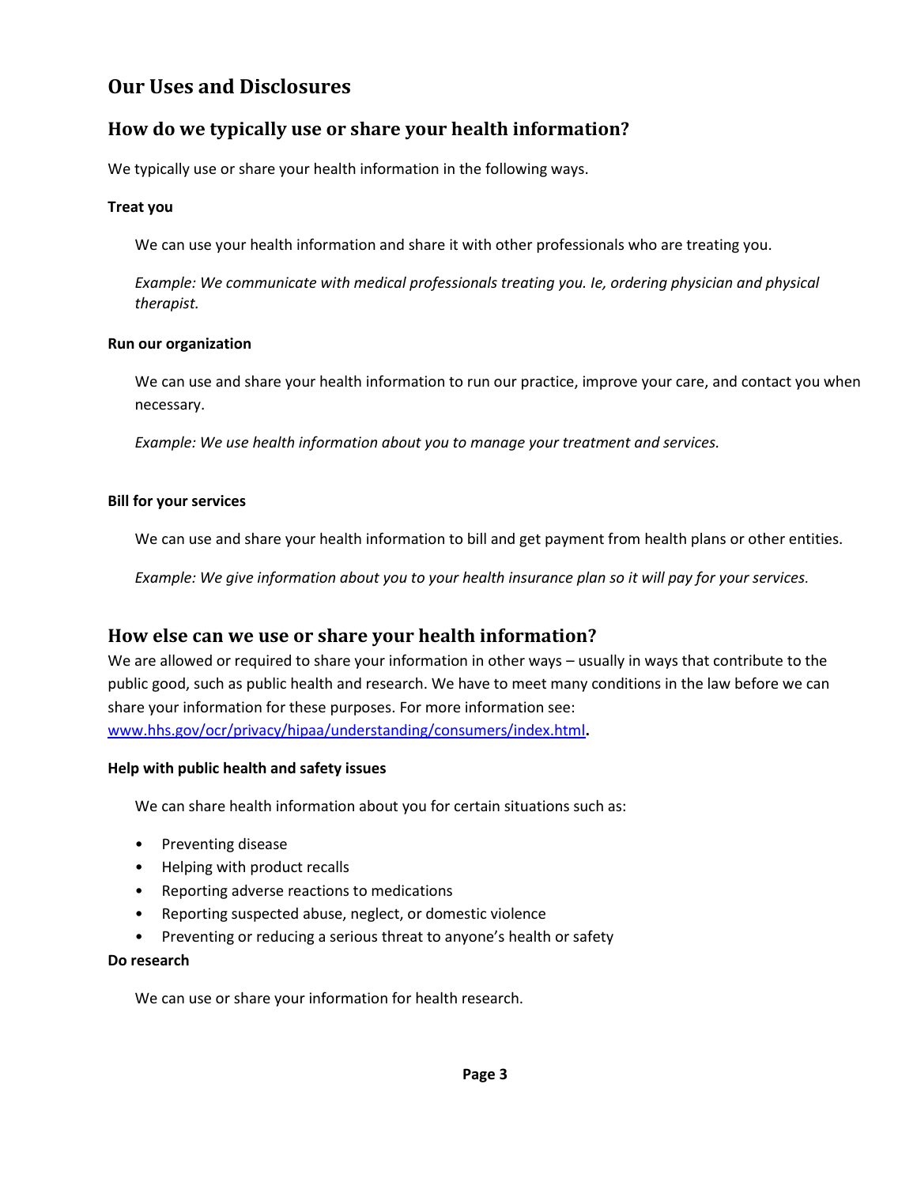## Our Uses and Disclosures

### How do we typically use or share your health information?

We typically use or share your health information in the following ways.

**Treat you**

We can use your health information and share it with other professionals who are treating you.

*Example: We communicate with medical professionals treating you. Ie, ordering physician and physical therapist.*

**Run our organization**

We can use and share your health information to run our practice, improve your care, and contact you when necessary.

*Example: We use health information about you to manage your treatment and services.*

**Bill for your services**

We can use and share your health information to bill and get payment from health plans or other entities.

*Example: We give information about you to your health insurance plan so it will pay for your services.*

### How else can we use or share your health information?

We are allowed or required to share your information in other ways – usually in ways that contribute to the public good, such as public health and research. We have to meet many conditions in the law before we can share your information for these purposes. For more information see: [www.hhs.gov/ocr/privacy/hipaa/understanding/consumers/index.html](http://www.hhs.gov/ocr/privacy/hipaa/understanding/consumers/index.html)**.**

**Help with public health and safety issues**

We can share health information about you for certain situations such as:

- Preventing disease
- Helping with product recalls
- Reporting adverse reactions to medications
- Reporting suspected abuse, neglect, or domestic violence
- Preventing or reducing a serious threat to anyone's health or safety

**Do research**

We can use or share your information for health research.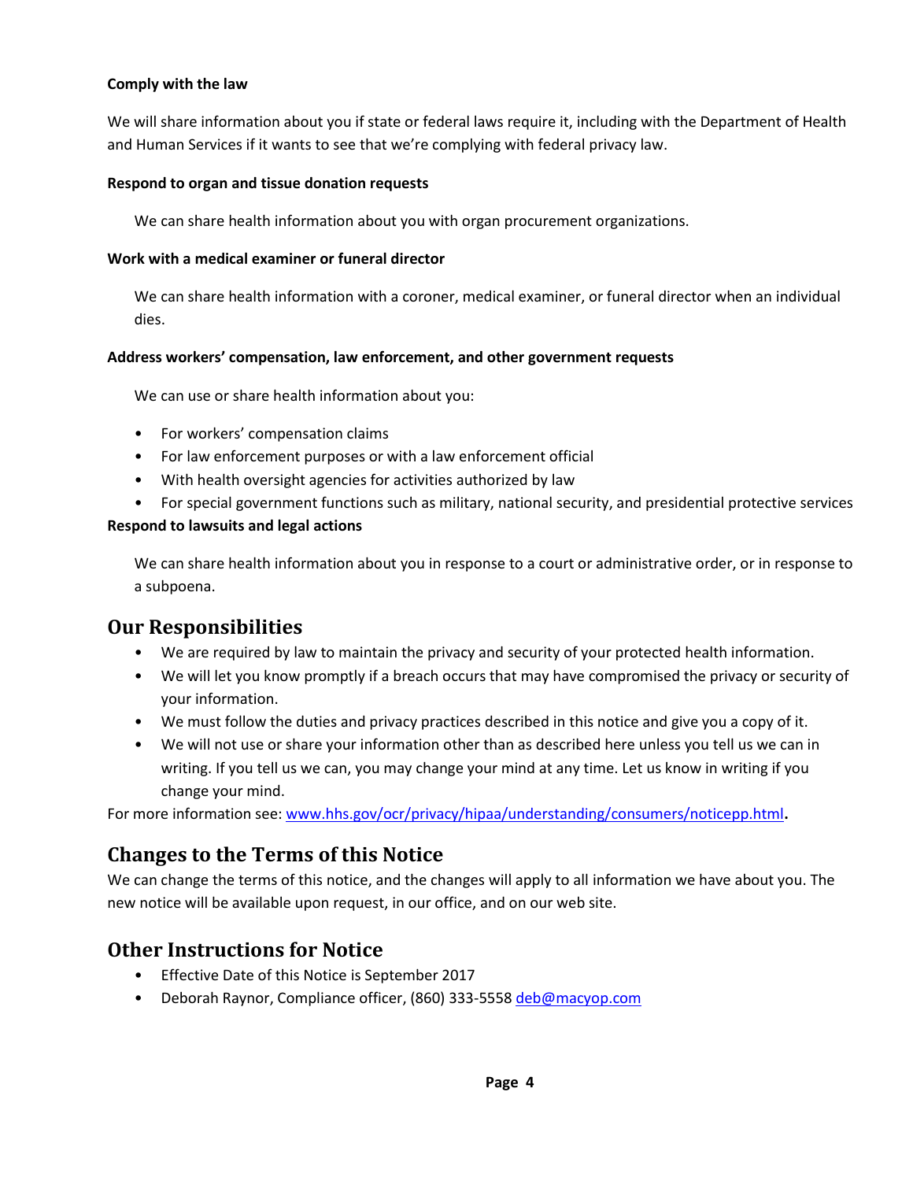**Comply with the law**

We will share information about you if state or federal laws require it, including with the Department of Health and Human Services if it wants to see that we're complying with federal privacy law.

**Respond to organ and tissue donation requests**

We can share health information about you with organ procurement organizations.

**Work with a medical examiner or funeral director**

We can share health information with a coroner, medical examiner, or funeral director when an individual dies.

**Address workers' compensation, law enforcement, and other government requests**

We can use or share health information about you:

- For workers' compensation claims
- For law enforcement purposes or with a law enforcement official
- With health oversight agencies for activities authorized by law
- For special government functions such as military, national security, and presidential protective services

**Respond to lawsuits and legal actions**

We can share health information about you in response to a court or administrative order, or in response to a subpoena.

## Our Responsibilities

- We are required by law to maintain the privacy and security of your protected health information.
- We will let you know promptly if a breach occurs that may have compromised the privacy or security of your information.
- We must follow the duties and privacy practices described in this notice and give you a copy of it.
- We will not use or share your information other than as described here unless you tell us we can in writing. If you tell us we can, you may change your mind at any time. Let us know in writing if you change your mind.

For more information see: www.hhs.gov/ocr/privacy/hipaa/understanding/consumers/noticepp.html**.**

## Changes to the Terms of this Notice

We can change the terms of this notice, and the changes will apply to all information we have about you. The new notice will be available upon request, in our office, and on our web site.

## Other Instructions for Notice

- Effective Date of this Notice is September 2017
- Deborah Raynor, Compliance officer, (860) 333-5558 deb@macyop.com